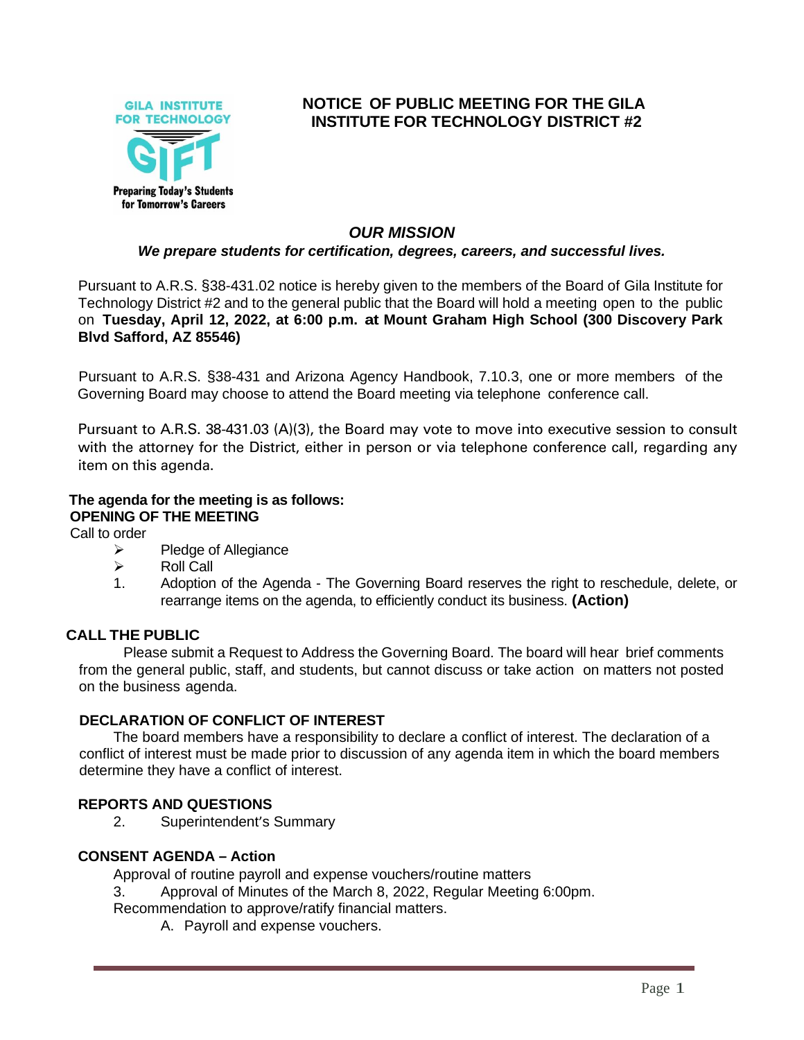GILA INSTITUTE FOR TECHNOLOGY

GIFT

Preparing Today's Students for Tomorrow's Careers

# NOTICE OF PUBLIC MEETING FOR THE GILA INSTITUTE FOR TECHNOLOGY DISTRICT #2

## *OUR MISSION*

***We prepare students for certification, degrees, careers, and successful lives.***

Pursuant to A.R.S. §38-431.02 notice is hereby given to the members of the Board of Gila Institute for Technology District #2 and to the general public that the Board will hold a meeting open to the public on **Tuesday, April 12, 2022, at 6:00 p.m. at Mount Graham High School (300 Discovery Park Blvd Safford, AZ 85546)**

Pursuant to A.R.S. §38-431 and Arizona Agency Handbook, 7.10.3, one or more members of the Governing Board may choose to attend the Board meeting via telephone conference call.

Pursuant to A.R.S. 38-431.03 (A)(3), the Board may vote to move into executive session to consult with the attorney for the District, either in person or via telephone conference call, regarding any item on this agenda.

**The agenda for the meeting is as follows:**

**OPENING OF THE MEETING**

Call to order

- Pledge of Allegiance
- Roll Call

1. Adoption of the Agenda - The Governing Board reserves the right to reschedule, delete, or rearrange items on the agenda, to efficiently conduct its business. **(Action)**

**CALL THE PUBLIC**

Please submit a Request to Address the Governing Board. The board will hear brief comments from the general public, staff, and students, but cannot discuss or take action on matters not posted on the business agenda.

**DECLARATION OF CONFLICT OF INTEREST**

The board members have a responsibility to declare a conflict of interest. The declaration of a conflict of interest must be made prior to discussion of any agenda item in which the board members determine they have a conflict of interest.

**REPORTS AND QUESTIONS**

2. Superintendent's Summary

**CONSENT AGENDA – Action**

Approval of routine payroll and expense vouchers/routine matters

3. Approval of Minutes of the March 8, 2022, Regular Meeting 6:00pm.

Recommendation to approve/ratify financial matters.

A. Payroll and expense vouchers.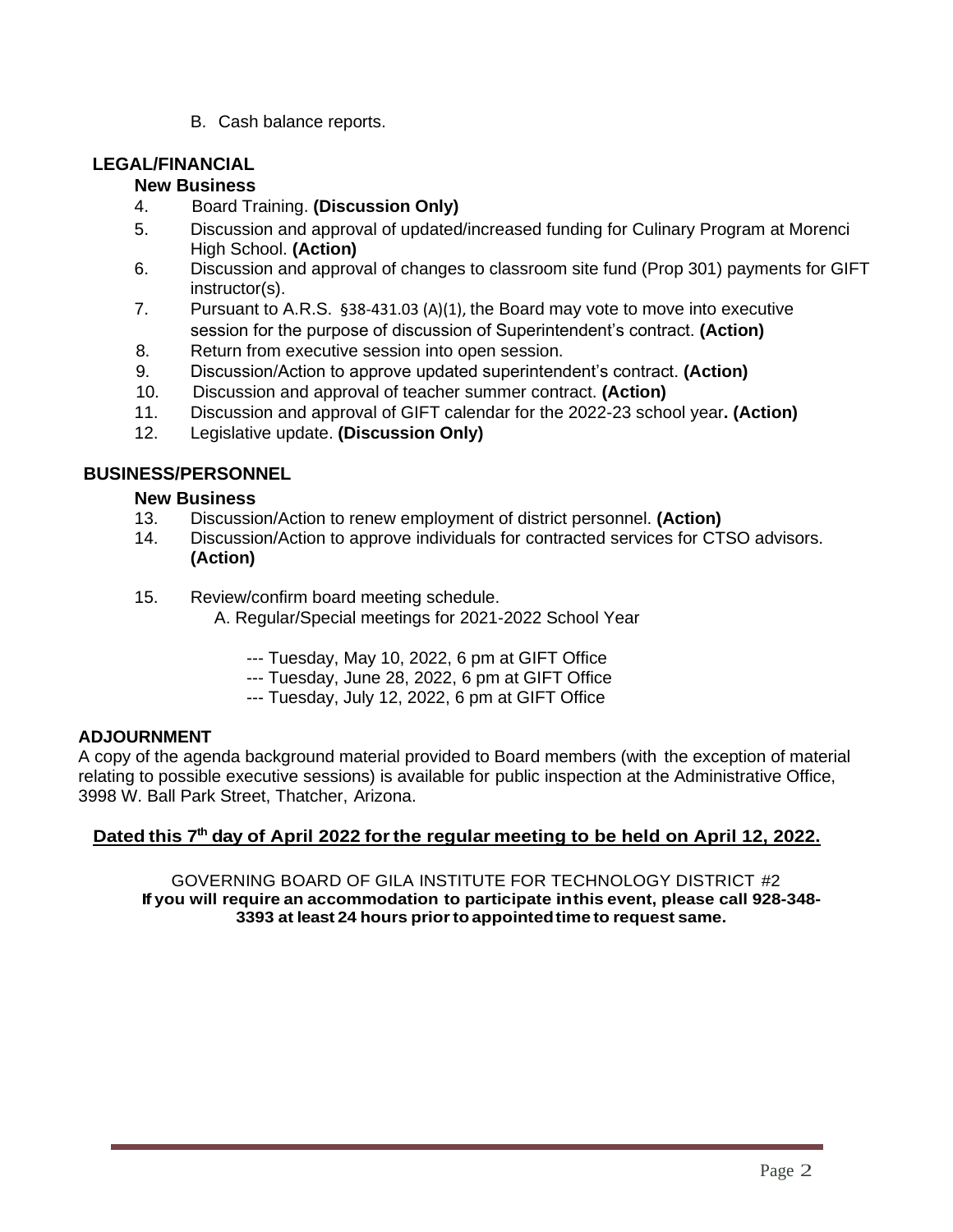B. Cash balance reports.

## LEGAL/FINANCIAL

### New Business

4. Board Training. **(Discussion Only)**
5. Discussion and approval of updated/increased funding for Culinary Program at Morenci High School. **(Action)**
6. Discussion and approval of changes to classroom site fund (Prop 301) payments for GIFT instructor(s).
7. Pursuant to A.R.S. §38-431.03 (A)(1), the Board may vote to move into executive session for the purpose of discussion of Superintendent's contract. **(Action)**
8. Return from executive session into open session.
9. Discussion/Action to approve updated superintendent's contract. **(Action)**
10. Discussion and approval of teacher summer contract. **(Action)**
11. Discussion and approval of GIFT calendar for the 2022-23 school year**. (Action)**
12. Legislative update. **(Discussion Only)**

## BUSINESS/PERSONNEL

### New Business

13. Discussion/Action to renew employment of district personnel. **(Action)**
14. Discussion/Action to approve individuals for contracted services for CTSO advisors. **(Action)**
15. Review/confirm board meeting schedule.
    A. Regular/Special meetings for 2021-2022 School Year

    --- Tuesday, May 10, 2022, 6 pm at GIFT Office
    --- Tuesday, June 28, 2022, 6 pm at GIFT Office
    --- Tuesday, July 12, 2022, 6 pm at GIFT Office

## ADJOURNMENT

A copy of the agenda background material provided to Board members (with the exception of material relating to possible executive sessions) is available for public inspection at the Administrative Office, 3998 W. Ball Park Street, Thatcher, Arizona.

**Dated this 7th day of April 2022 for the regular meeting to be held on April 12, 2022.**

GOVERNING BOARD OF GILA INSTITUTE FOR TECHNOLOGY DISTRICT #2

**If you will require an accommodation to participate in this event, please call 928-348-3393 at least 24 hours prior to appointed time to request same.**